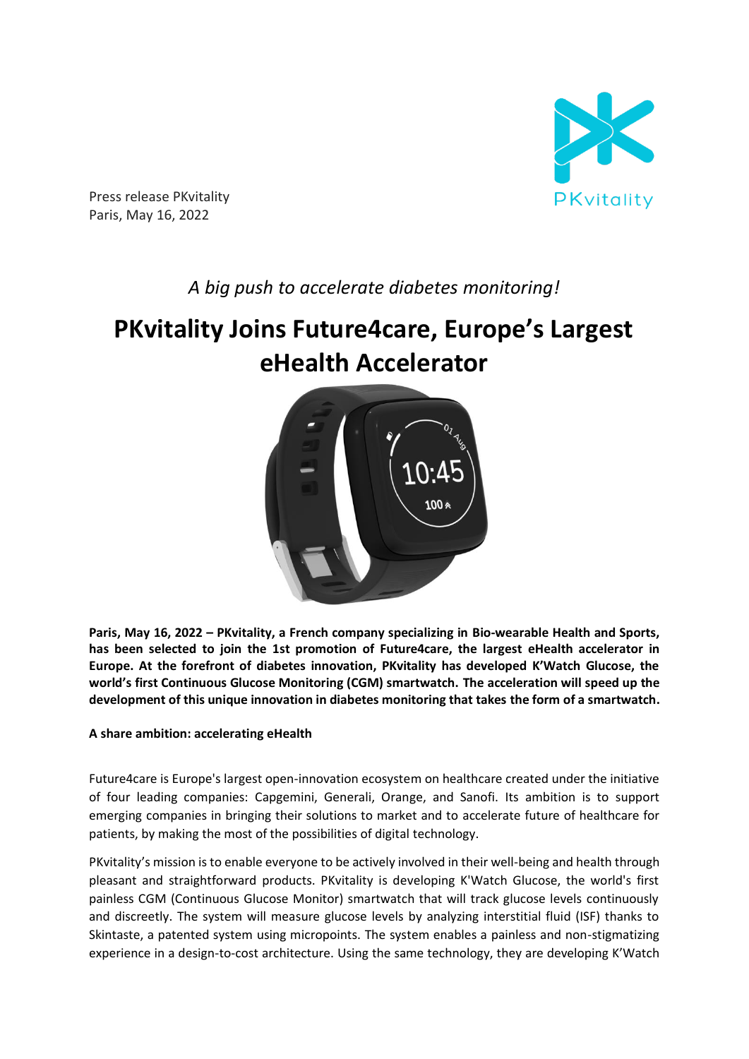Press release PKvitality
Paris, May 16, 2022

*A big push to accelerate diabetes monitoring!*

# PKvitality Joins Future4care, Europe's Largest eHealth Accelerator

**Paris, May 16, 2022 – PKvitality, a French company specializing in Bio-wearable Health and Sports, has been selected to join the 1st promotion of Future4care, the largest eHealth accelerator in Europe. At the forefront of diabetes innovation, PKvitality has developed K'Watch Glucose, the world's first Continuous Glucose Monitoring (CGM) smartwatch. The acceleration will speed up the development of this unique innovation in diabetes monitoring that takes the form of a smartwatch.**

**A share ambition: accelerating eHealth**

Future4care is Europe's largest open-innovation ecosystem on healthcare created under the initiative of four leading companies: Capgemini, Generali, Orange, and Sanofi. Its ambition is to support emerging companies in bringing their solutions to market and to accelerate future of healthcare for patients, by making the most of the possibilities of digital technology.

PKvitality's mission is to enable everyone to be actively involved in their well-being and health through pleasant and straightforward products. PKvitality is developing K'Watch Glucose, the world's first painless CGM (Continuous Glucose Monitor) smartwatch that will track glucose levels continuously and discreetly. The system will measure glucose levels by analyzing interstitial fluid (ISF) thanks to Skintaste, a patented system using micropoints. The system enables a painless and non-stigmatizing experience in a design-to-cost architecture. Using the same technology, they are developing K'Watch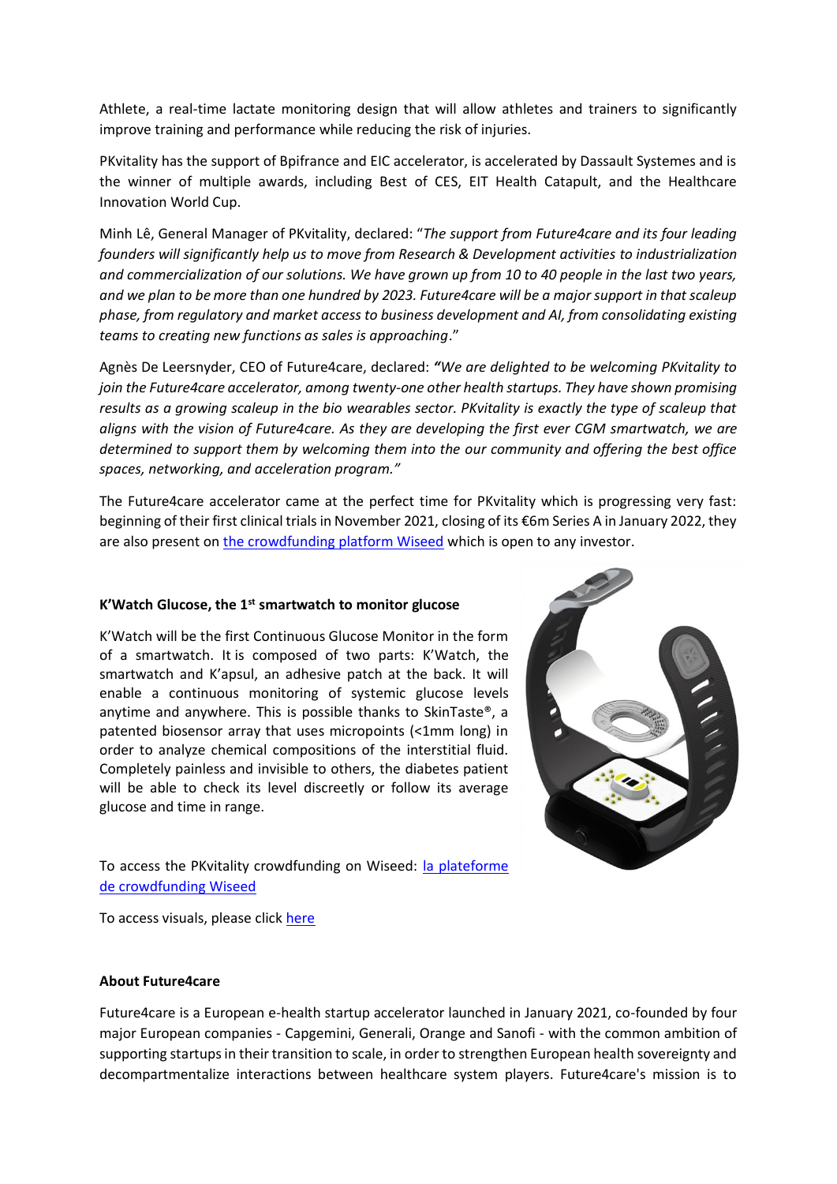Athlete, a real-time lactate monitoring design that will allow athletes and trainers to significantly improve training and performance while reducing the risk of injuries.

PKvitality has the support of Bpifrance and EIC accelerator, is accelerated by Dassault Systemes and is the winner of multiple awards, including Best of CES, EIT Health Catapult, and the Healthcare Innovation World Cup.

Minh Lê, General Manager of PKvitality, declared: "*The support from Future4care and its four leading founders will significantly help us to move from Research & Development activities to industrialization and commercialization of our solutions. We have grown up from 10 to 40 people in the last two years, and we plan to be more than one hundred by 2023. Future4care will be a major support in that scaleup phase, from regulatory and market access to business development and AI, from consolidating existing teams to creating new functions as sales is approaching*."

Agnès De Leersnyder, CEO of Future4care, declared: *"We are delighted to be welcoming PKvitality to join the Future4care accelerator, among twenty-one other health startups. They have shown promising results as a growing scaleup in the bio wearables sector. PKvitality is exactly the type of scaleup that aligns with the vision of Future4care. As they are developing the first ever CGM smartwatch, we are determined to support them by welcoming them into the our community and offering the best office spaces, networking, and acceleration program."*

The Future4care accelerator came at the perfect time for PKvitality which is progressing very fast: beginning of their first clinical trials in November 2021, closing of its €6m Series A in January 2022, they are also present on the crowdfunding platform Wiseed which is open to any investor.

**K'Watch Glucose, the 1st smartwatch to monitor glucose**

K'Watch will be the first Continuous Glucose Monitor in the form of a smartwatch. It is composed of two parts: K'Watch, the smartwatch and K'apsul, an adhesive patch at the back. It will enable a continuous monitoring of systemic glucose levels anytime and anywhere. This is possible thanks to SkinTaste®, a patented biosensor array that uses micropoints (<1mm long) in order to analyze chemical compositions of the interstitial fluid. Completely painless and invisible to others, the diabetes patient will be able to check its level discreetly or follow its average glucose and time in range.

To access the PKvitality crowdfunding on Wiseed: la plateforme de crowdfunding Wiseed

To access visuals, please click here

**About Future4care**

Future4care is a European e-health startup accelerator launched in January 2021, co-founded by four major European companies - Capgemini, Generali, Orange and Sanofi - with the common ambition of supporting startups in their transition to scale, in order to strengthen European health sovereignty and decompartmentalize interactions between healthcare system players. Future4care's mission is to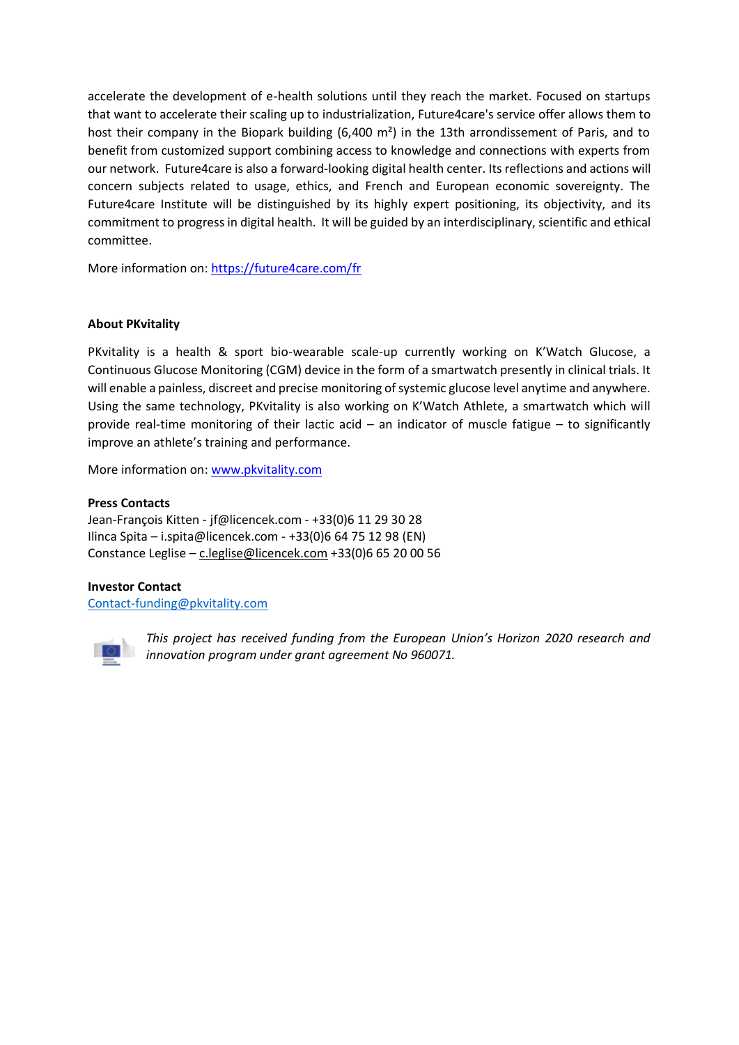accelerate the development of e-health solutions until they reach the market. Focused on startups that want to accelerate their scaling up to industrialization, Future4care's service offer allows them to host their company in the Biopark building (6,400 m²) in the 13th arrondissement of Paris, and to benefit from customized support combining access to knowledge and connections with experts from our network. Future4care is also a forward-looking digital health center. Its reflections and actions will concern subjects related to usage, ethics, and French and European economic sovereignty. The Future4care Institute will be distinguished by its highly expert positioning, its objectivity, and its commitment to progress in digital health. It will be guided by an interdisciplinary, scientific and ethical committee.

More information on: https://future4care.com/fr

**About PKvitality**

PKvitality is a health & sport bio-wearable scale-up currently working on K'Watch Glucose, a Continuous Glucose Monitoring (CGM) device in the form of a smartwatch presently in clinical trials. It will enable a painless, discreet and precise monitoring of systemic glucose level anytime and anywhere. Using the same technology, PKvitality is also working on K'Watch Athlete, a smartwatch which will provide real-time monitoring of their lactic acid – an indicator of muscle fatigue – to significantly improve an athlete's training and performance.

More information on: www.pkvitality.com

**Press Contacts**
Jean-François Kitten - jf@licencek.com - +33(0)6 11 29 30 28
Ilinca Spita – i.spita@licencek.com - +33(0)6 64 75 12 98 (EN)
Constance Leglise – c.leglise@licencek.com +33(0)6 65 20 00 56

**Investor Contact**
Contact-funding@pkvitality.com

*This project has received funding from the European Union's Horizon 2020 research and innovation program under grant agreement No 960071.*